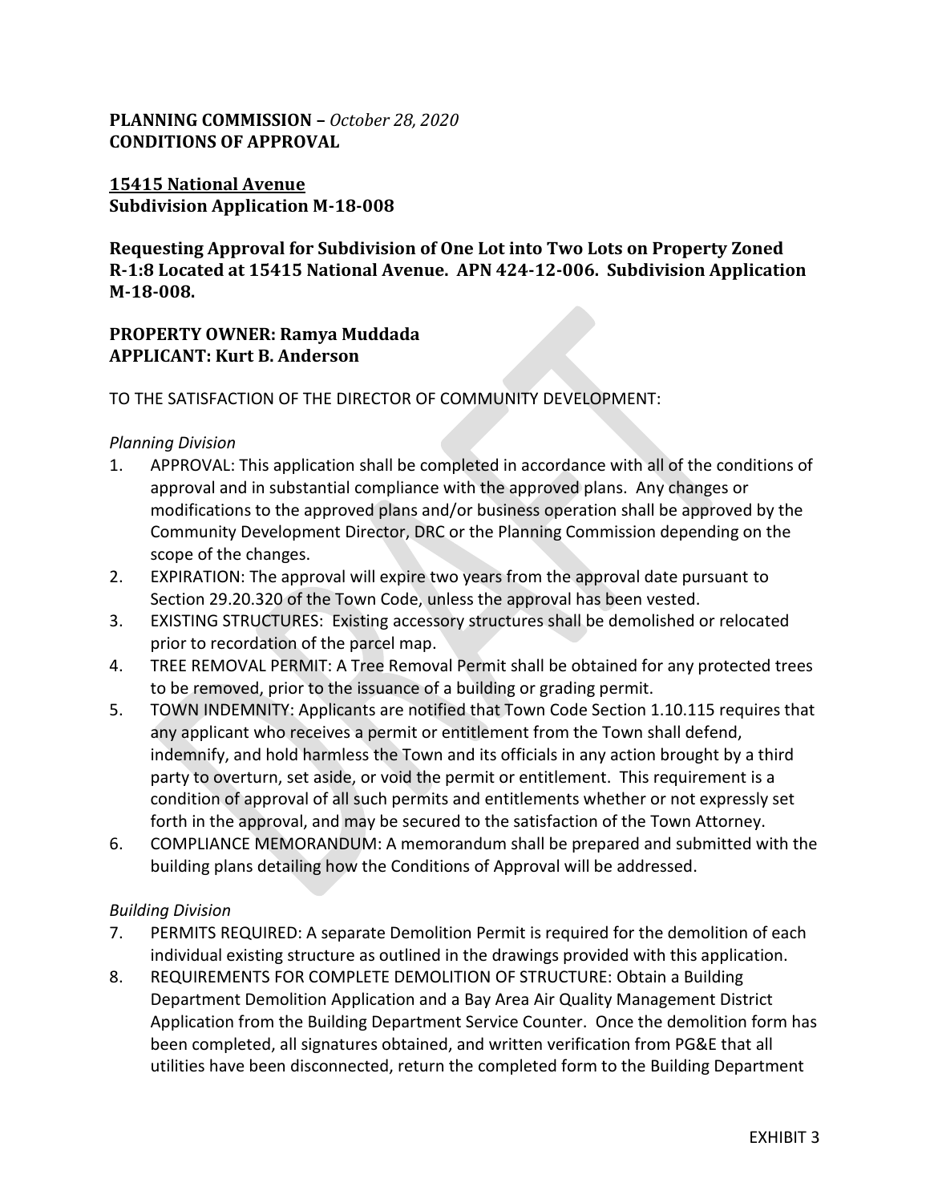**PLANNING COMMISSION –** ***October 28, 2020***
**CONDITIONS OF APPROVAL**

**15415 National Avenue**
**Subdivision Application M-18-008**

**Requesting Approval for Subdivision of One Lot into Two Lots on Property Zoned R-1:8 Located at 15415 National Avenue. APN 424-12-006. Subdivision Application M-18-008.**

**PROPERTY OWNER: Ramya Muddada**
**APPLICANT: Kurt B. Anderson**

TO THE SATISFACTION OF THE DIRECTOR OF COMMUNITY DEVELOPMENT:

*Planning Division*

1. APPROVAL: This application shall be completed in accordance with all of the conditions of approval and in substantial compliance with the approved plans. Any changes or modifications to the approved plans and/or business operation shall be approved by the Community Development Director, DRC or the Planning Commission depending on the scope of the changes.
2. EXPIRATION: The approval will expire two years from the approval date pursuant to Section 29.20.320 of the Town Code, unless the approval has been vested.
3. EXISTING STRUCTURES: Existing accessory structures shall be demolished or relocated prior to recordation of the parcel map.
4. TREE REMOVAL PERMIT: A Tree Removal Permit shall be obtained for any protected trees to be removed, prior to the issuance of a building or grading permit.
5. TOWN INDEMNITY: Applicants are notified that Town Code Section 1.10.115 requires that any applicant who receives a permit or entitlement from the Town shall defend, indemnify, and hold harmless the Town and its officials in any action brought by a third party to overturn, set aside, or void the permit or entitlement. This requirement is a condition of approval of all such permits and entitlements whether or not expressly set forth in the approval, and may be secured to the satisfaction of the Town Attorney.
6. COMPLIANCE MEMORANDUM: A memorandum shall be prepared and submitted with the building plans detailing how the Conditions of Approval will be addressed.

*Building Division*

7. PERMITS REQUIRED: A separate Demolition Permit is required for the demolition of each individual existing structure as outlined in the drawings provided with this application.
8. REQUIREMENTS FOR COMPLETE DEMOLITION OF STRUCTURE: Obtain a Building Department Demolition Application and a Bay Area Air Quality Management District Application from the Building Department Service Counter. Once the demolition form has been completed, all signatures obtained, and written verification from PG&E that all utilities have been disconnected, return the completed form to the Building Department

EXHIBIT 3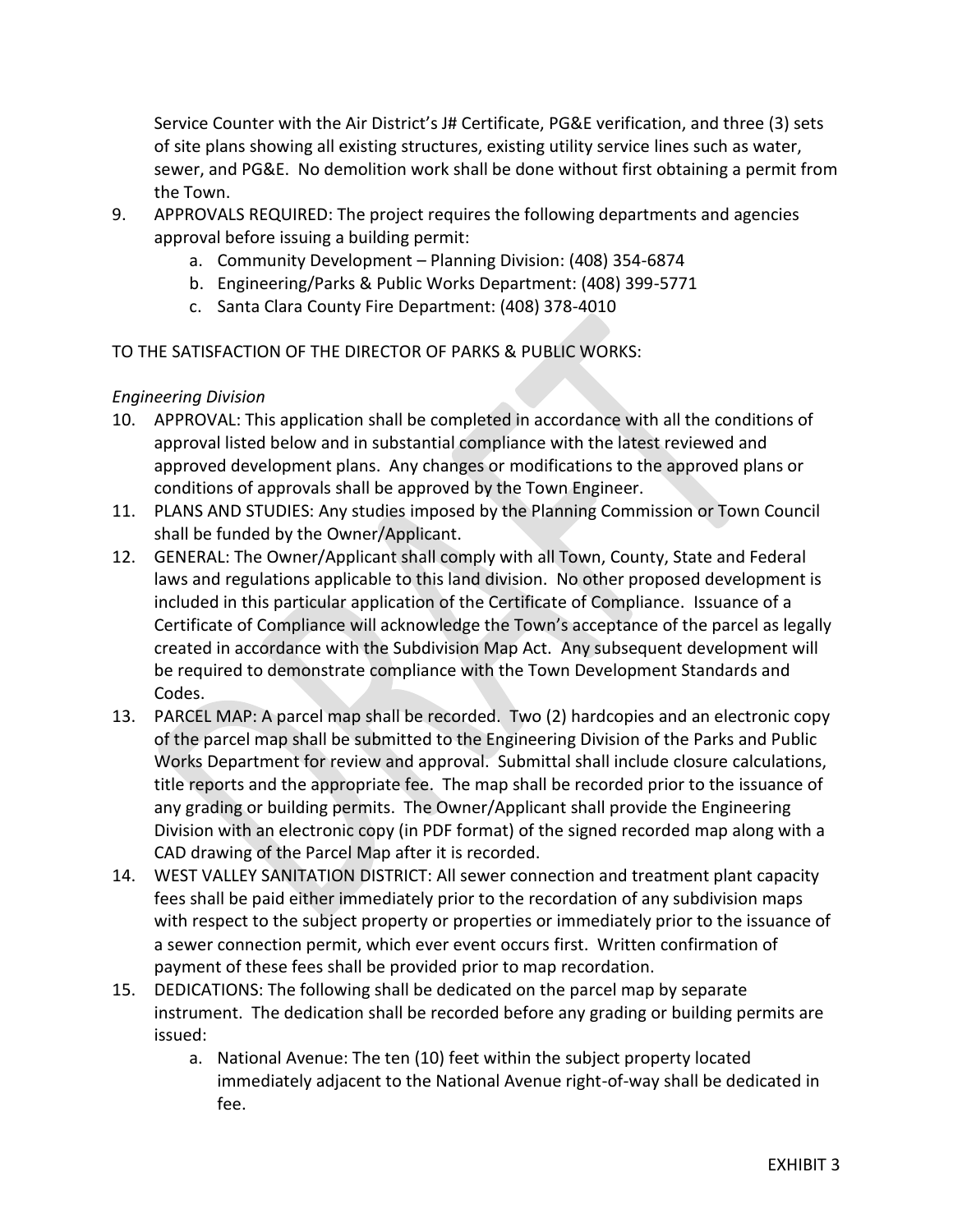Service Counter with the Air District's J# Certificate, PG&E verification, and three (3) sets of site plans showing all existing structures, existing utility service lines such as water, sewer, and PG&E. No demolition work shall be done without first obtaining a permit from the Town.

9. APPROVALS REQUIRED: The project requires the following departments and agencies approval before issuing a building permit:
   a. Community Development – Planning Division: (408) 354-6874
   b. Engineering/Parks & Public Works Department: (408) 399-5771
   c. Santa Clara County Fire Department: (408) 378-4010

TO THE SATISFACTION OF THE DIRECTOR OF PARKS & PUBLIC WORKS:

*Engineering Division*

10. APPROVAL: This application shall be completed in accordance with all the conditions of approval listed below and in substantial compliance with the latest reviewed and approved development plans. Any changes or modifications to the approved plans or conditions of approvals shall be approved by the Town Engineer.
11. PLANS AND STUDIES: Any studies imposed by the Planning Commission or Town Council shall be funded by the Owner/Applicant.
12. GENERAL: The Owner/Applicant shall comply with all Town, County, State and Federal laws and regulations applicable to this land division. No other proposed development is included in this particular application of the Certificate of Compliance. Issuance of a Certificate of Compliance will acknowledge the Town's acceptance of the parcel as legally created in accordance with the Subdivision Map Act. Any subsequent development will be required to demonstrate compliance with the Town Development Standards and Codes.
13. PARCEL MAP: A parcel map shall be recorded. Two (2) hardcopies and an electronic copy of the parcel map shall be submitted to the Engineering Division of the Parks and Public Works Department for review and approval. Submittal shall include closure calculations, title reports and the appropriate fee. The map shall be recorded prior to the issuance of any grading or building permits. The Owner/Applicant shall provide the Engineering Division with an electronic copy (in PDF format) of the signed recorded map along with a CAD drawing of the Parcel Map after it is recorded.
14. WEST VALLEY SANITATION DISTRICT: All sewer connection and treatment plant capacity fees shall be paid either immediately prior to the recordation of any subdivision maps with respect to the subject property or properties or immediately prior to the issuance of a sewer connection permit, which ever event occurs first. Written confirmation of payment of these fees shall be provided prior to map recordation.
15. DEDICATIONS: The following shall be dedicated on the parcel map by separate instrument. The dedication shall be recorded before any grading or building permits are issued:
    a. National Avenue: The ten (10) feet within the subject property located immediately adjacent to the National Avenue right-of-way shall be dedicated in fee.

EXHIBIT 3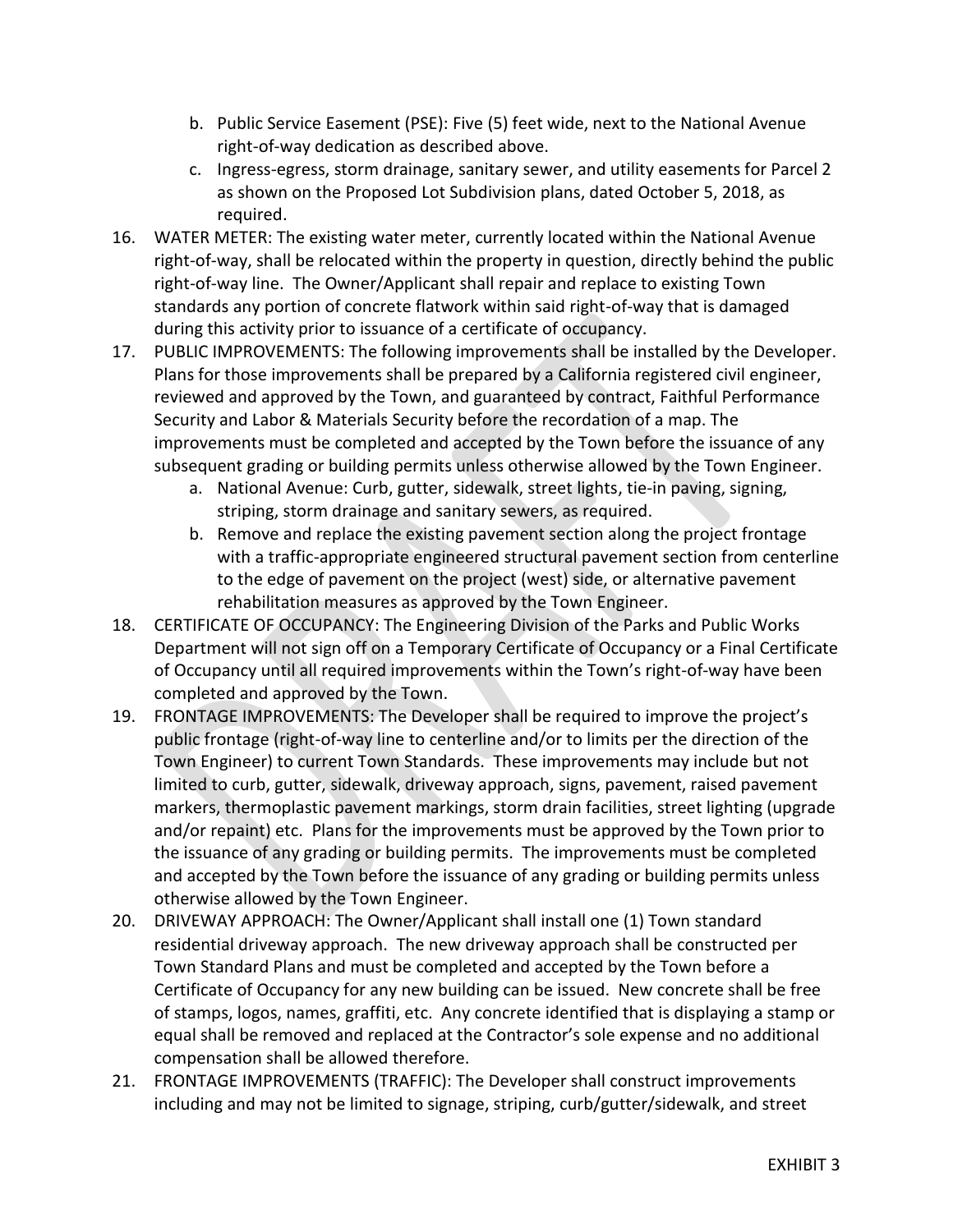b. Public Service Easement (PSE): Five (5) feet wide, next to the National Avenue right-of-way dedication as described above.
   c. Ingress-egress, storm drainage, sanitary sewer, and utility easements for Parcel 2 as shown on the Proposed Lot Subdivision plans, dated October 5, 2018, as required.

16. WATER METER: The existing water meter, currently located within the National Avenue right-of-way, shall be relocated within the property in question, directly behind the public right-of-way line. The Owner/Applicant shall repair and replace to existing Town standards any portion of concrete flatwork within said right-of-way that is damaged during this activity prior to issuance of a certificate of occupancy.
17. PUBLIC IMPROVEMENTS: The following improvements shall be installed by the Developer. Plans for those improvements shall be prepared by a California registered civil engineer, reviewed and approved by the Town, and guaranteed by contract, Faithful Performance Security and Labor & Materials Security before the recordation of a map. The improvements must be completed and accepted by the Town before the issuance of any subsequent grading or building permits unless otherwise allowed by the Town Engineer.
   a. National Avenue: Curb, gutter, sidewalk, street lights, tie-in paving, signing, striping, storm drainage and sanitary sewers, as required.
   b. Remove and replace the existing pavement section along the project frontage with a traffic-appropriate engineered structural pavement section from centerline to the edge of pavement on the project (west) side, or alternative pavement rehabilitation measures as approved by the Town Engineer.
18. CERTIFICATE OF OCCUPANCY: The Engineering Division of the Parks and Public Works Department will not sign off on a Temporary Certificate of Occupancy or a Final Certificate of Occupancy until all required improvements within the Town's right-of-way have been completed and approved by the Town.
19. FRONTAGE IMPROVEMENTS: The Developer shall be required to improve the project's public frontage (right-of-way line to centerline and/or to limits per the direction of the Town Engineer) to current Town Standards. These improvements may include but not limited to curb, gutter, sidewalk, driveway approach, signs, pavement, raised pavement markers, thermoplastic pavement markings, storm drain facilities, street lighting (upgrade and/or repaint) etc. Plans for the improvements must be approved by the Town prior to the issuance of any grading or building permits. The improvements must be completed and accepted by the Town before the issuance of any grading or building permits unless otherwise allowed by the Town Engineer.
20. DRIVEWAY APPROACH: The Owner/Applicant shall install one (1) Town standard residential driveway approach. The new driveway approach shall be constructed per Town Standard Plans and must be completed and accepted by the Town before a Certificate of Occupancy for any new building can be issued. New concrete shall be free of stamps, logos, names, graffiti, etc. Any concrete identified that is displaying a stamp or equal shall be removed and replaced at the Contractor's sole expense and no additional compensation shall be allowed therefore.
21. FRONTAGE IMPROVEMENTS (TRAFFIC): The Developer shall construct improvements including and may not be limited to signage, striping, curb/gutter/sidewalk, and street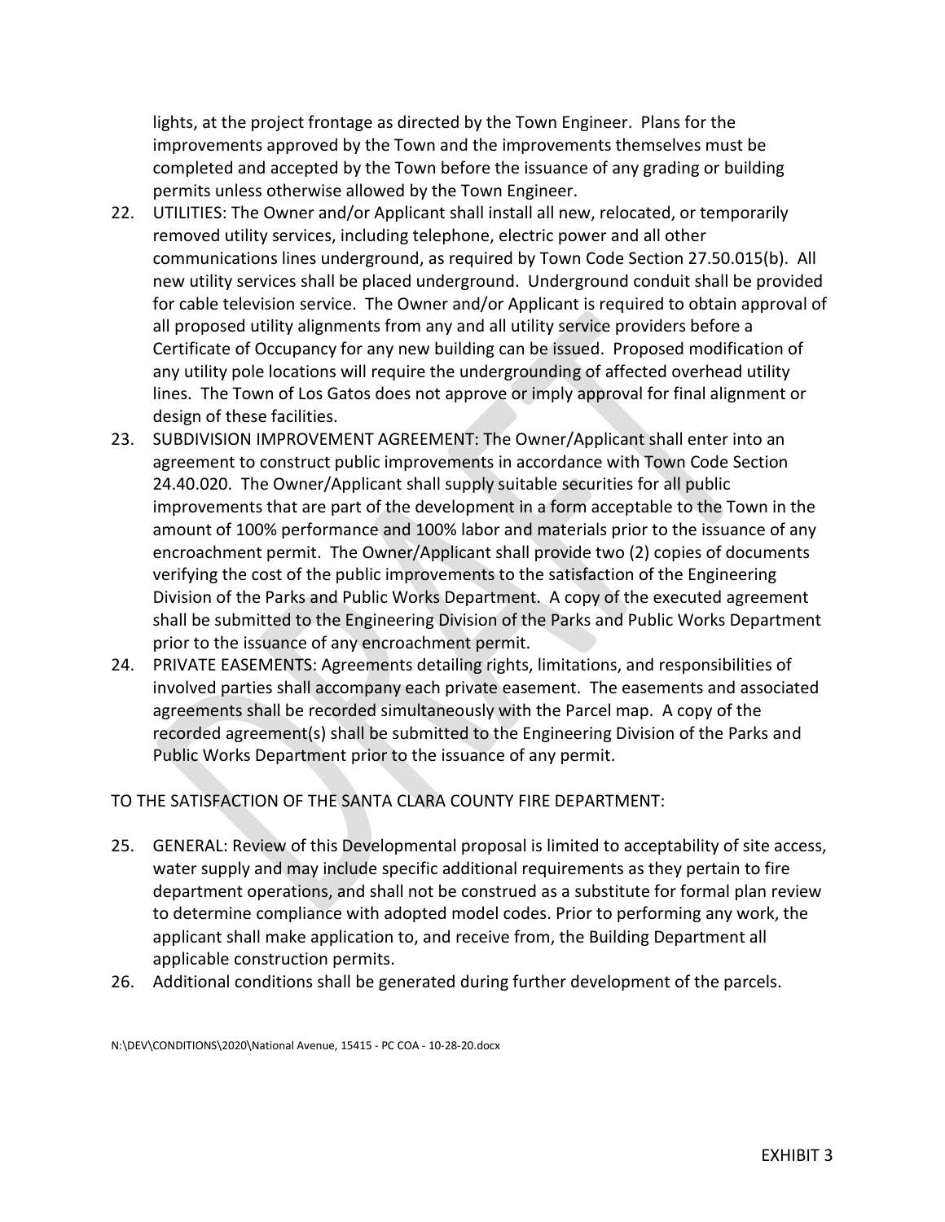lights, at the project frontage as directed by the Town Engineer. Plans for the improvements approved by the Town and the improvements themselves must be completed and accepted by the Town before the issuance of any grading or building permits unless otherwise allowed by the Town Engineer.

22. UTILITIES: The Owner and/or Applicant shall install all new, relocated, or temporarily removed utility services, including telephone, electric power and all other communications lines underground, as required by Town Code Section 27.50.015(b). All new utility services shall be placed underground. Underground conduit shall be provided for cable television service. The Owner and/or Applicant is required to obtain approval of all proposed utility alignments from any and all utility service providers before a Certificate of Occupancy for any new building can be issued. Proposed modification of any utility pole locations will require the undergrounding of affected overhead utility lines. The Town of Los Gatos does not approve or imply approval for final alignment or design of these facilities.
23. SUBDIVISION IMPROVEMENT AGREEMENT: The Owner/Applicant shall enter into an agreement to construct public improvements in accordance with Town Code Section 24.40.020. The Owner/Applicant shall supply suitable securities for all public improvements that are part of the development in a form acceptable to the Town in the amount of 100% performance and 100% labor and materials prior to the issuance of any encroachment permit. The Owner/Applicant shall provide two (2) copies of documents verifying the cost of the public improvements to the satisfaction of the Engineering Division of the Parks and Public Works Department. A copy of the executed agreement shall be submitted to the Engineering Division of the Parks and Public Works Department prior to the issuance of any encroachment permit.
24. PRIVATE EASEMENTS: Agreements detailing rights, limitations, and responsibilities of involved parties shall accompany each private easement. The easements and associated agreements shall be recorded simultaneously with the Parcel map. A copy of the recorded agreement(s) shall be submitted to the Engineering Division of the Parks and Public Works Department prior to the issuance of any permit.

TO THE SATISFACTION OF THE SANTA CLARA COUNTY FIRE DEPARTMENT:

25. GENERAL: Review of this Developmental proposal is limited to acceptability of site access, water supply and may include specific additional requirements as they pertain to fire department operations, and shall not be construed as a substitute for formal plan review to determine compliance with adopted model codes. Prior to performing any work, the applicant shall make application to, and receive from, the Building Department all applicable construction permits.
26. Additional conditions shall be generated during further development of the parcels.

N:\DEV\CONDITIONS\2020\National Avenue, 15415 - PC COA - 10-28-20.docx

EXHIBIT 3